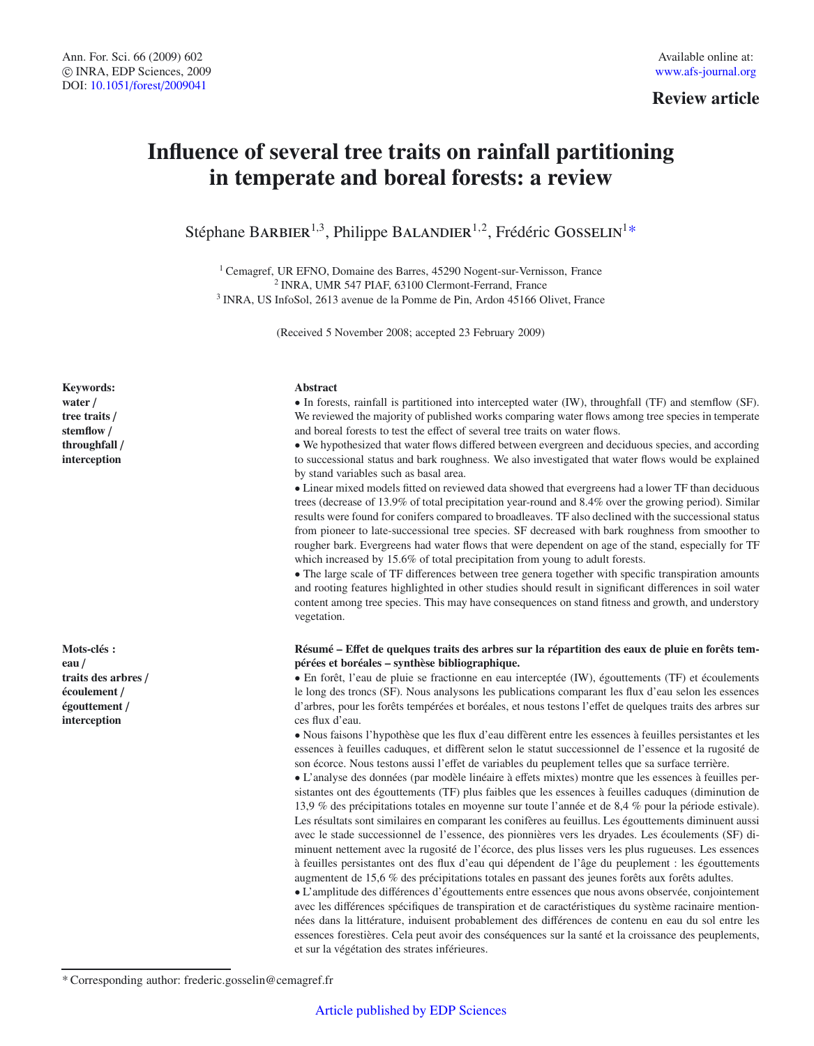Ann. For. Sci. 66 (2009) 602
© INRA, EDP Sciences, 2009
DOI: 10.1051/forest/2009041

Available online at:
www.afs-journal.org

**Review article**

# Influence of several tree traits on rainfall partitioning in temperate and boreal forests: a review

Stéphane Barbier[1,3], Philippe Balandier[1,2], Frédéric Gosselin[1]*

[1] Cemagref, UR EFNO, Domaine des Barres, 45290 Nogent-sur-Vernisson, France
[2] INRA, UMR 547 PIAF, 63100 Clermont-Ferrand, France
[3] INRA, US InfoSol, 2613 avenue de la Pomme de Pin, Ardon 45166 Olivet, France

(Received 5 November 2008; accepted 23 February 2009)

**Keywords:** **water / tree traits / stemflow / throughfall / interception**

**Abstract**

• In forests, rainfall is partitioned into intercepted water (IW), throughfall (TF) and stemflow (SF). We reviewed the majority of published works comparing water flows among tree species in temperate and boreal forests to test the effect of several tree traits on water flows.

• We hypothesized that water flows differed between evergreen and deciduous species, and according to successional status and bark roughness. We also investigated that water flows would be explained by stand variables such as basal area.

• Linear mixed models fitted on reviewed data showed that evergreens had a lower TF than deciduous trees (decrease of 13.9% of total precipitation year-round and 8.4% over the growing period). Similar results were found for conifers compared to broadleaves. TF also declined with the successional status from pioneer to late-successional tree species. SF decreased with bark roughness from smoother to rougher bark. Evergreens had water flows that were dependent on age of the stand, especially for TF which increased by 15.6% of total precipitation from young to adult forests.

• The large scale of TF differences between tree genera together with specific transpiration amounts and rooting features highlighted in other studies should result in significant differences in soil water content among tree species. This may have consequences on stand fitness and growth, and understory vegetation.

**Mots-clés :** **eau / traits des arbres / écoulement / égouttement / interception**

**Résumé – Effet de quelques traits des arbres sur la répartition des eaux de pluie en forêts tempérées et boréales – synthèse bibliographique.**

• En forêt, l'eau de pluie se fractionne en eau interceptée (IW), égouttements (TF) et écoulements le long des troncs (SF). Nous analysons les publications comparant les flux d'eau selon les essences d'arbres, pour les forêts tempérées et boréales, et nous testons l'effet de quelques traits des arbres sur ces flux d'eau.

• Nous faisons l'hypothèse que les flux d'eau diffèrent entre les essences à feuilles persistantes et les essences à feuilles caduques, et diffèrent selon le statut successionnel de l'essence et la rugosité de son écorce. Nous testons aussi l'effet de variables du peuplement telles que sa surface terrière.

• L'analyse des données (par modèle linéaire à effets mixtes) montre que les essences à feuilles persistantes ont des égouttements (TF) plus faibles que les essences à feuilles caduques (diminution de 13,9 % des précipitations totales en moyenne sur toute l'année et de 8,4 % pour la période estivale). Les résultats sont similaires en comparant les conifères au feuillus. Les égouttements diminuent aussi avec le stade successionnel de l'essence, des pionnières vers les dryades. Les écoulements (SF) diminuent nettement avec la rugosité de l'écorce, des plus lisses vers les plus rugueuses. Les essences à feuilles persistantes ont des flux d'eau qui dépendent de l'âge du peuplement : les égouttements augmentent de 15,6 % des précipitations totales en passant des jeunes forêts aux forêts adultes.

• L'amplitude des différences d'égouttements entre essences que nous avons observée, conjointement avec les différences spécifiques de transpiration et de caractéristiques du système racinaire mentionnées dans la littérature, induisent probablement des différences de contenu en eau du sol entre les essences forestières. Cela peut avoir des conséquences sur la santé et la croissance des peuplements, et sur la végétation des strates inférieures.

* Corresponding author: frederic.gosselin@cemagref.fr

Article published by EDP Sciences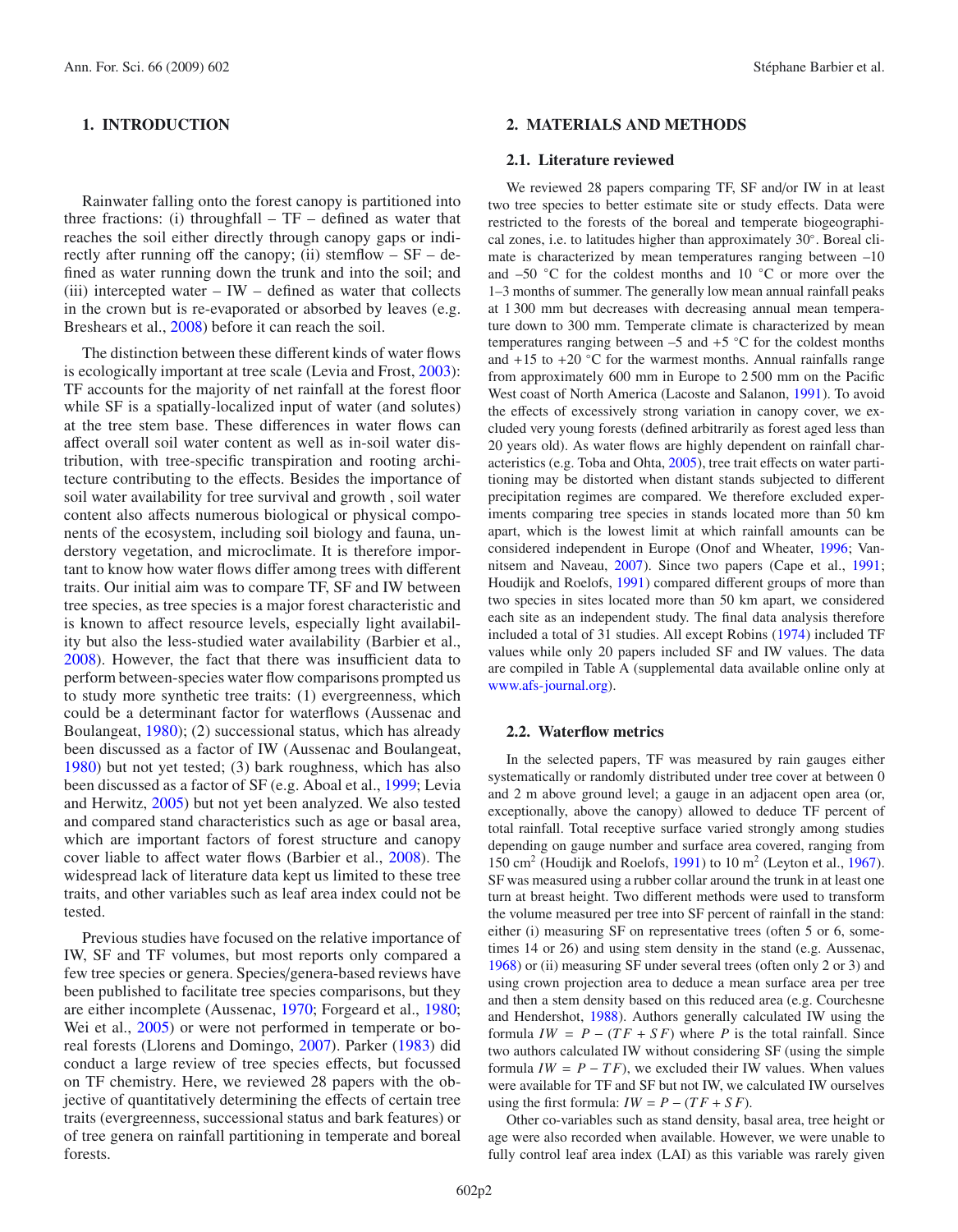## 1. INTRODUCTION

Rainwater falling onto the forest canopy is partitioned into three fractions: (i) throughfall – TF – defined as water that reaches the soil either directly through canopy gaps or indirectly after running off the canopy; (ii) stemflow – SF – defined as water running down the trunk and into the soil; and (iii) intercepted water – IW – defined as water that collects in the crown but is re-evaporated or absorbed by leaves (e.g. Breshears et al., 2008) before it can reach the soil.

The distinction between these different kinds of water flows is ecologically important at tree scale (Levia and Frost, 2003): TF accounts for the majority of net rainfall at the forest floor while SF is a spatially-localized input of water (and solutes) at the tree stem base. These differences in water flows can affect overall soil water content as well as in-soil water distribution, with tree-specific transpiration and rooting architecture contributing to the effects. Besides the importance of soil water availability for tree survival and growth , soil water content also affects numerous biological or physical components of the ecosystem, including soil biology and fauna, understory vegetation, and microclimate. It is therefore important to know how water flows differ among trees with different traits. Our initial aim was to compare TF, SF and IW between tree species, as tree species is a major forest characteristic and is known to affect resource levels, especially light availability but also the less-studied water availability (Barbier et al., 2008). However, the fact that there was insufficient data to perform between-species water flow comparisons prompted us to study more synthetic tree traits: (1) evergreenness, which could be a determinant factor for waterflows (Aussenac and Boulangeat, 1980); (2) successional status, which has already been discussed as a factor of IW (Aussenac and Boulangeat, 1980) but not yet tested; (3) bark roughness, which has also been discussed as a factor of SF (e.g. Aboal et al., 1999; Levia and Herwitz, 2005) but not yet been analyzed. We also tested and compared stand characteristics such as age or basal area, which are important factors of forest structure and canopy cover liable to affect water flows (Barbier et al., 2008). The widespread lack of literature data kept us limited to these tree traits, and other variables such as leaf area index could not be tested.

Previous studies have focused on the relative importance of IW, SF and TF volumes, but most reports only compared a few tree species or genera. Species/genera-based reviews have been published to facilitate tree species comparisons, but they are either incomplete (Aussenac, 1970; Forgeard et al., 1980; Wei et al., 2005) or were not performed in temperate or boreal forests (Llorens and Domingo, 2007). Parker (1983) did conduct a large review of tree species effects, but focussed on TF chemistry. Here, we reviewed 28 papers with the objective of quantitatively determining the effects of certain tree traits (evergreenness, successional status and bark features) or of tree genera on rainfall partitioning in temperate and boreal forests.

## 2. MATERIALS AND METHODS

### 2.1. Literature reviewed

We reviewed 28 papers comparing TF, SF and/or IW in at least two tree species to better estimate site or study effects. Data were restricted to the forests of the boreal and temperate biogeographical zones, i.e. to latitudes higher than approximately 30°. Boreal climate is characterized by mean temperatures ranging between –10 and –50 °C for the coldest months and 10 °C or more over the 1–3 months of summer. The generally low mean annual rainfall peaks at 1 300 mm but decreases with decreasing annual mean temperature down to 300 mm. Temperate climate is characterized by mean temperatures ranging between –5 and +5 °C for the coldest months and +15 to +20 °C for the warmest months. Annual rainfalls range from approximately 600 mm in Europe to 2 500 mm on the Pacific West coast of North America (Lacoste and Salanon, 1991). To avoid the effects of excessively strong variation in canopy cover, we excluded very young forests (defined arbitrarily as forest aged less than 20 years old). As water flows are highly dependent on rainfall characteristics (e.g. Toba and Ohta, 2005), tree trait effects on water partitioning may be distorted when distant stands subjected to different precipitation regimes are compared. We therefore excluded experiments comparing tree species in stands located more than 50 km apart, which is the lowest limit at which rainfall amounts can be considered independent in Europe (Onof and Wheater, 1996; Vannitsem and Naveau, 2007). Since two papers (Cape et al., 1991; Houdijk and Roelofs, 1991) compared different groups of more than two species in sites located more than 50 km apart, we considered each site as an independent study. The final data analysis therefore included a total of 31 studies. All except Robins (1974) included TF values while only 20 papers included SF and IW values. The data are compiled in Table A (supplemental data available online only at www.afs-journal.org).

### 2.2. Waterflow metrics

In the selected papers, TF was measured by rain gauges either systematically or randomly distributed under tree cover at between 0 and 2 m above ground level; a gauge in an adjacent open area (or, exceptionally, above the canopy) allowed to deduce TF percent of total rainfall. Total receptive surface varied strongly among studies depending on gauge number and surface area covered, ranging from 150 cm$^2$ (Houdijk and Roelofs, 1991) to 10 m$^2$ (Leyton et al., 1967). SF was measured using a rubber collar around the trunk in at least one turn at breast height. Two different methods were used to transform the volume measured per tree into SF percent of rainfall in the stand: either (i) measuring SF on representative trees (often 5 or 6, sometimes 14 or 26) and using stem density in the stand (e.g. Aussenac, 1968) or (ii) measuring SF under several trees (often only 2 or 3) and using crown projection area to deduce a mean surface area per tree and then a stem density based on this reduced area (e.g. Courchesne and Hendershot, 1988). Authors generally calculated IW using the formula $IW = P - (TF + SF)$ where $P$ is the total rainfall. Since two authors calculated IW without considering SF (using the simple formula $IW = P - TF$), we excluded their IW values. When values were available for TF and SF but not IW, we calculated IW ourselves using the first formula: $IW = P - (TF + SF)$.

Other co-variables such as stand density, basal area, tree height or age were also recorded when available. However, we were unable to fully control leaf area index (LAI) as this variable was rarely given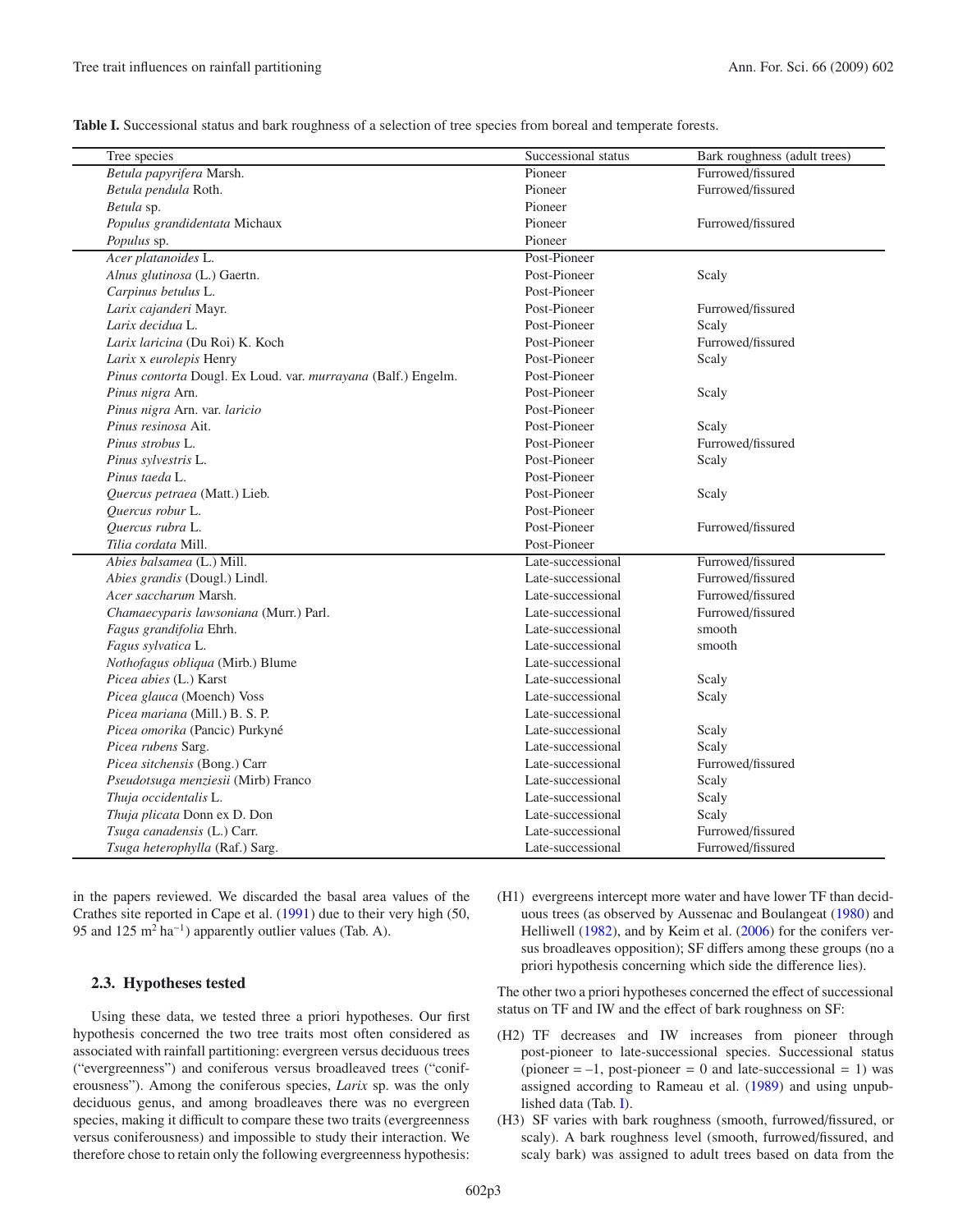**Table I.** Successional status and bark roughness of a selection of tree species from boreal and temperate forests.

| Tree species | Successional status | Bark roughness (adult trees) |
|---|---|---|
| *Betula papyrifera* Marsh. | Pioneer | Furrowed/fissured |
| *Betula pendula* Roth. | Pioneer | Furrowed/fissured |
| *Betula* sp. | Pioneer | |
| *Populus grandidentata* Michaux | Pioneer | Furrowed/fissured |
| *Populus* sp. | Pioneer | |
| *Acer platanoides* L. | Post-Pioneer | |
| *Alnus glutinosa* (L.) Gaertn. | Post-Pioneer | Scaly |
| *Carpinus betulus* L. | Post-Pioneer | |
| *Larix cajanderi* Mayr. | Post-Pioneer | Furrowed/fissured |
| *Larix decidua* L. | Post-Pioneer | Scaly |
| *Larix laricina* (Du Roi) K. Koch | Post-Pioneer | Furrowed/fissured |
| *Larix* x *eurolepis* Henry | Post-Pioneer | Scaly |
| *Pinus contorta* Dougl. Ex Loud. var. *murrayana* (Balf.) Engelm. | Post-Pioneer | |
| *Pinus nigra* Arn. | Post-Pioneer | Scaly |
| *Pinus nigra* Arn. var. *laricio* | Post-Pioneer | |
| *Pinus resinosa* Ait. | Post-Pioneer | Scaly |
| *Pinus strobus* L. | Post-Pioneer | Furrowed/fissured |
| *Pinus sylvestris* L. | Post-Pioneer | Scaly |
| *Pinus taeda* L. | Post-Pioneer | |
| *Quercus petraea* (Matt.) Lieb. | Post-Pioneer | Scaly |
| *Quercus robur* L. | Post-Pioneer | |
| *Quercus rubra* L. | Post-Pioneer | Furrowed/fissured |
| *Tilia cordata* Mill. | Post-Pioneer | |
| *Abies balsamea* (L.) Mill. | Late-successional | Furrowed/fissured |
| *Abies grandis* (Dougl.) Lindl. | Late-successional | Furrowed/fissured |
| *Acer saccharum* Marsh. | Late-successional | Furrowed/fissured |
| *Chamaecyparis lawsoniana* (Murr.) Parl. | Late-successional | Furrowed/fissured |
| *Fagus grandifolia* Ehrh. | Late-successional | smooth |
| *Fagus sylvatica* L. | Late-successional | smooth |
| *Nothofagus obliqua* (Mirb.) Blume | Late-successional | |
| *Picea abies* (L.) Karst | Late-successional | Scaly |
| *Picea glauca* (Moench) Voss | Late-successional | Scaly |
| *Picea mariana* (Mill.) B. S. P. | Late-successional | |
| *Picea omorika* (Pancic) Purkyné | Late-successional | Scaly |
| *Picea rubens* Sarg. | Late-successional | Scaly |
| *Picea sitchensis* (Bong.) Carr | Late-successional | Furrowed/fissured |
| *Pseudotsuga menziesii* (Mirb) Franco | Late-successional | Scaly |
| *Thuja occidentalis* L. | Late-successional | Scaly |
| *Thuja plicata* Donn ex D. Don | Late-successional | Scaly |
| *Tsuga canadensis* (L.) Carr. | Late-successional | Furrowed/fissured |
| *Tsuga heterophylla* (Raf.) Sarg. | Late-successional | Furrowed/fissured |

in the papers reviewed. We discarded the basal area values of the Crathes site reported in Cape et al. (1991) due to their very high (50, 95 and 125 $m^2 ha^{-1}$) apparently outlier values (Tab. A).

### 2.3. Hypotheses tested

Using these data, we tested three a priori hypotheses. Our first hypothesis concerned the two tree traits most often considered as associated with rainfall partitioning: evergreen versus deciduous trees ("evergreenness") and coniferous versus broadleaved trees ("coniferousness"). Among the coniferous species, *Larix* sp. was the only deciduous genus, and among broadleaves there was no evergreen species, making it difficult to compare these two traits (evergreenness versus coniferousness) and impossible to study their interaction. We therefore chose to retain only the following evergreenness hypothesis:

(H1) evergreens intercept more water and have lower TF than deciduous trees (as observed by Aussenac and Boulangeat (1980) and Helliwell (1982), and by Keim et al. (2006) for the conifers versus broadleaves opposition); SF differs among these groups (no a priori hypothesis concerning which side the difference lies).

The other two a priori hypotheses concerned the effect of successional status on TF and IW and the effect of bark roughness on SF:

(H2) TF decreases and IW increases from pioneer through post-pioneer to late-successional species. Successional status (pioneer = –1, post-pioneer = 0 and late-successional = 1) was assigned according to Rameau et al. (1989) and using unpublished data (Tab. I).

(H3) SF varies with bark roughness (smooth, furrowed/fissured, or scaly). A bark roughness level (smooth, furrowed/fissured, and scaly bark) was assigned to adult trees based on data from the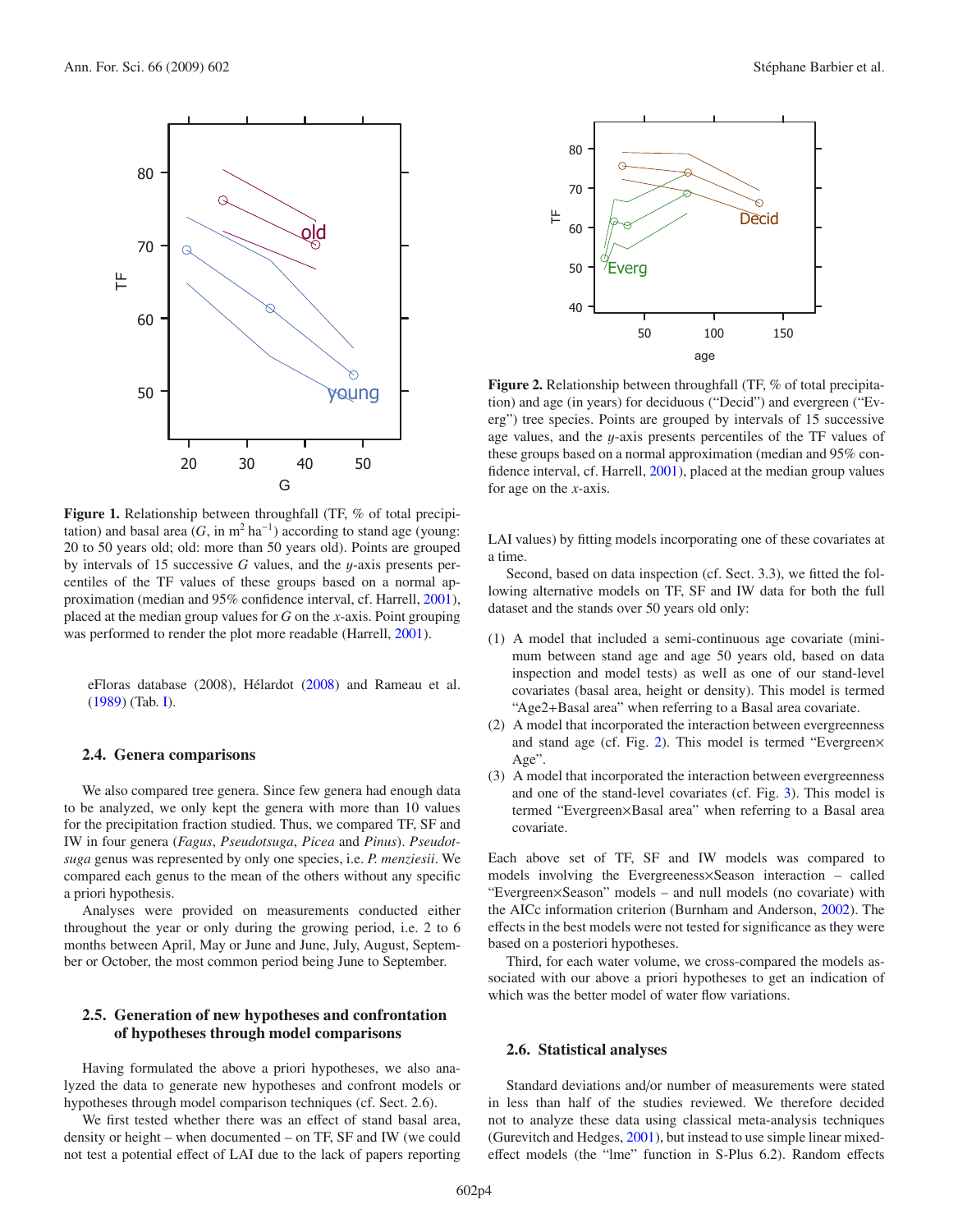Figure 1. Relationship between throughfall (TF, % of total precipitation) and basal area ($G$, in $m^2\ ha^{-1}$) according to stand age (young: 20 to 50 years old; old: more than 50 years old). Points are grouped by intervals of 15 successive $G$ values, and the $y$-axis presents percentiles of the TF values of these groups based on a normal approximation (median and 95% confidence interval, cf. Harrell, 2001), placed at the median group values for $G$ on the $x$-axis. Point grouping was performed to render the plot more readable (Harrell, 2001).

eFloras database (2008), Hélardot (2008) and Rameau et al. (1989) (Tab. I).

### 2.4. Genera comparisons

We also compared tree genera. Since few genera had enough data to be analyzed, we only kept the genera with more than 10 values for the precipitation fraction studied. Thus, we compared TF, SF and IW in four genera (*Fagus*, *Pseudotsuga*, *Picea* and *Pinus*). *Pseudotsuga* genus was represented by only one species, i.e. *P. menziesii*. We compared each genus to the mean of the others without any specific a priori hypothesis.

Analyses were provided on measurements conducted either throughout the year or only during the growing period, i.e. 2 to 6 months between April, May or June and June, July, August, September or October, the most common period being June to September.

### 2.5. Generation of new hypotheses and confrontation of hypotheses through model comparisons

Having formulated the above a priori hypotheses, we also analyzed the data to generate new hypotheses and confront models or hypotheses through model comparison techniques (cf. Sect. 2.6).

We first tested whether there was an effect of stand basal area, density or height – when documented – on TF, SF and IW (we could not test a potential effect of LAI due to the lack of papers reporting LAI values) by fitting models incorporating one of these covariates at a time.

Figure 2. Relationship between throughfall (TF, % of total precipitation) and age (in years) for deciduous ("Decid") and evergreen ("Everg") tree species. Points are grouped by intervals of 15 successive age values, and the $y$-axis presents percentiles of the TF values of these groups based on a normal approximation (median and 95% confidence interval, cf. Harrell, 2001), placed at the median group values for age on the $x$-axis.

Second, based on data inspection (cf. Sect. 3.3), we fitted the following alternative models on TF, SF and IW data for both the full dataset and the stands over 50 years old only:

1. A model that included a semi-continuous age covariate (minimum between stand age and age 50 years old, based on data inspection and model tests) as well as one of our stand-level covariates (basal area, height or density). This model is termed "Age2+Basal area" when referring to a Basal area covariate.
2. A model that incorporated the interaction between evergreenness and stand age (cf. Fig. 2). This model is termed "Evergreen×Age".
3. A model that incorporated the interaction between evergreenness and one of the stand-level covariates (cf. Fig. 3). This model is termed "Evergreen×Basal area" when referring to a Basal area covariate.

Each above set of TF, SF and IW models was compared to models involving the Evergreeness×Season interaction – called "Evergreen×Season" models – and null models (no covariate) with the AICc information criterion (Burnham and Anderson, 2002). The effects in the best models were not tested for significance as they were based on a posteriori hypotheses.

Third, for each water volume, we cross-compared the models associated with our above a priori hypotheses to get an indication of which was the better model of water flow variations.

### 2.6. Statistical analyses

Standard deviations and/or number of measurements were stated in less than half of the studies reviewed. We therefore decided not to analyze these data using classical meta-analysis techniques (Gurevitch and Hedges, 2001), but instead to use simple linear mixed-effect models (the "lme" function in S-Plus 6.2). Random effects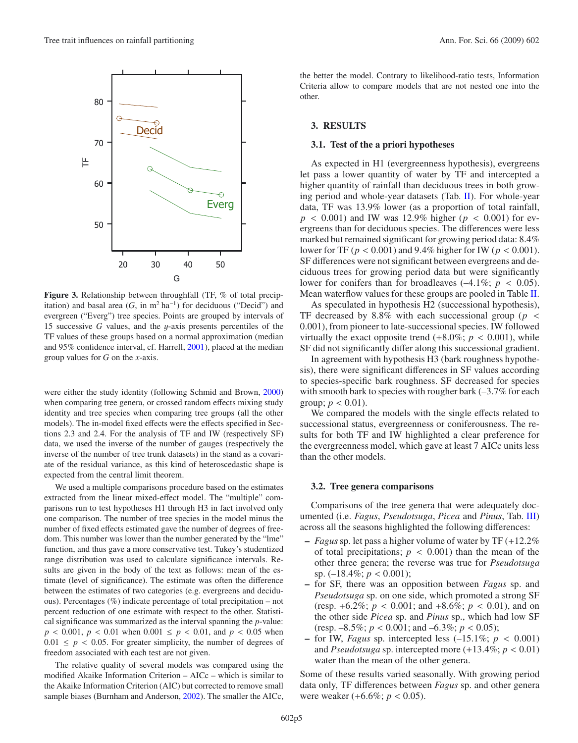**Figure 3.** Relationship between throughfall (TF, % of total precipitation) and basal area ($G$, in $m^2$ $ha^{-1}$) for deciduous ("Decid") and evergreen ("Everg") tree species. Points are grouped by intervals of 15 successive $G$ values, and the $y$-axis presents percentiles of the TF values of these groups based on a normal approximation (median and 95% confidence interval, cf. Harrell, 2001), placed at the median group values for $G$ on the $x$-axis.

were either the study identity (following Schmid and Brown, 2000) when comparing tree genera, or crossed random effects mixing study identity and tree species when comparing tree groups (all the other models). The in-model fixed effects were the effects specified in Sections 2.3 and 2.4. For the analysis of TF and IW (respectively SF) data, we used the inverse of the number of gauges (respectively the inverse of the number of tree trunk datasets) in the stand as a covariate of the residual variance, as this kind of heteroscedastic shape is expected from the central limit theorem.

We used a multiple comparisons procedure based on the estimates extracted from the linear mixed-effect model. The "multiple" comparisons run to test hypotheses H1 through H3 in fact involved only one comparison. The number of tree species in the model minus the number of fixed effects estimated gave the number of degrees of freedom. This number was lower than the number generated by the "lme" function, and thus gave a more conservative test. Tukey's studentized range distribution was used to calculate significance intervals. Results are given in the body of the text as follows: mean of the estimate (level of significance). The estimate was often the difference between the estimates of two categories (e.g. evergreens and deciduous). Percentages (%) indicate percentage of total precipitation – not percent reduction of one estimate with respect to the other. Statistical significance was summarized as the interval spanning the $p$-value: $p < 0.001$, $p < 0.01$ when $0.001 \leq p < 0.01$, and $p < 0.05$ when $0.01 \leq p < 0.05$. For greater simplicity, the number of degrees of freedom associated with each test are not given.

The relative quality of several models was compared using the modified Akaike Information Criterion – AICc – which is similar to the Akaike Information Criterion (AIC) but corrected to remove small sample biases (Burnham and Anderson, 2002). The smaller the AICc, the better the model. Contrary to likelihood-ratio tests, Information Criteria allow to compare models that are not nested one into the other.

## 3. RESULTS

### 3.1. Test of the a priori hypotheses

As expected in H1 (evergreenness hypothesis), evergreens let pass a lower quantity of water by TF and intercepted a higher quantity of rainfall than deciduous trees in both growing period and whole-year datasets (Tab. II). For whole-year data, TF was 13.9% lower (as a proportion of total rainfall, $p < 0.001$) and IW was 12.9% higher ($p < 0.001$) for evergreens than for deciduous species. The differences were less marked but remained significant for growing period data: 8.4% lower for TF ($p < 0.001$) and 9.4% higher for IW ($p < 0.001$). SF differences were not significant between evergreens and deciduous trees for growing period data but were significantly lower for conifers than for broadleaves (–4.1%; $p < 0.05$). Mean waterflow values for these groups are pooled in Table II.

As speculated in hypothesis H2 (successional hypothesis), TF decreased by 8.8% with each successional group ($p < 0.001$), from pioneer to late-successional species. IW followed virtually the exact opposite trend (+8.0%; $p < 0.001$), while SF did not significantly differ along this successional gradient.

In agreement with hypothesis H3 (bark roughness hypothesis), there were significant differences in SF values according to species-specific bark roughness. SF decreased for species with smooth bark to species with rougher bark (–3.7% for each group; $p < 0.01$).

We compared the models with the single effects related to successional status, evergreenness or coniferousness. The results for both TF and IW highlighted a clear preference for the evergreenness model, which gave at least 7 AICc units less than the other models.

### 3.2. Tree genera comparisons

Comparisons of the tree genera that were adequately documented (i.e. *Fagus*, *Pseudotsuga*, *Picea* and *Pinus*, Tab. III) across all the seasons highlighted the following differences:

- *Fagus* sp. let pass a higher volume of water by TF (+12.2% of total precipitations; $p < 0.001$) than the mean of the other three genera; the reverse was true for *Pseudotsuga* sp. (–18.4%; $p < 0.001$);
- for SF, there was an opposition between *Fagus* sp. and *Pseudotsuga* sp. on one side, which promoted a strong SF (resp. +6.2%; $p < 0.001$; and +8.6%; $p < 0.01$), and on the other side *Picea* sp. and *Pinus* sp., which had low SF (resp. –8.5%; $p < 0.001$; and –6.3%; $p < 0.05$);
- for IW, *Fagus* sp. intercepted less (–15.1%; $p < 0.001$) and *Pseudotsuga* sp. intercepted more (+13.4%; $p < 0.01$) water than the mean of the other genera.

Some of these results varied seasonally. With growing period data only, TF differences between *Fagus* sp. and other genera were weaker (+6.6%; $p < 0.05$).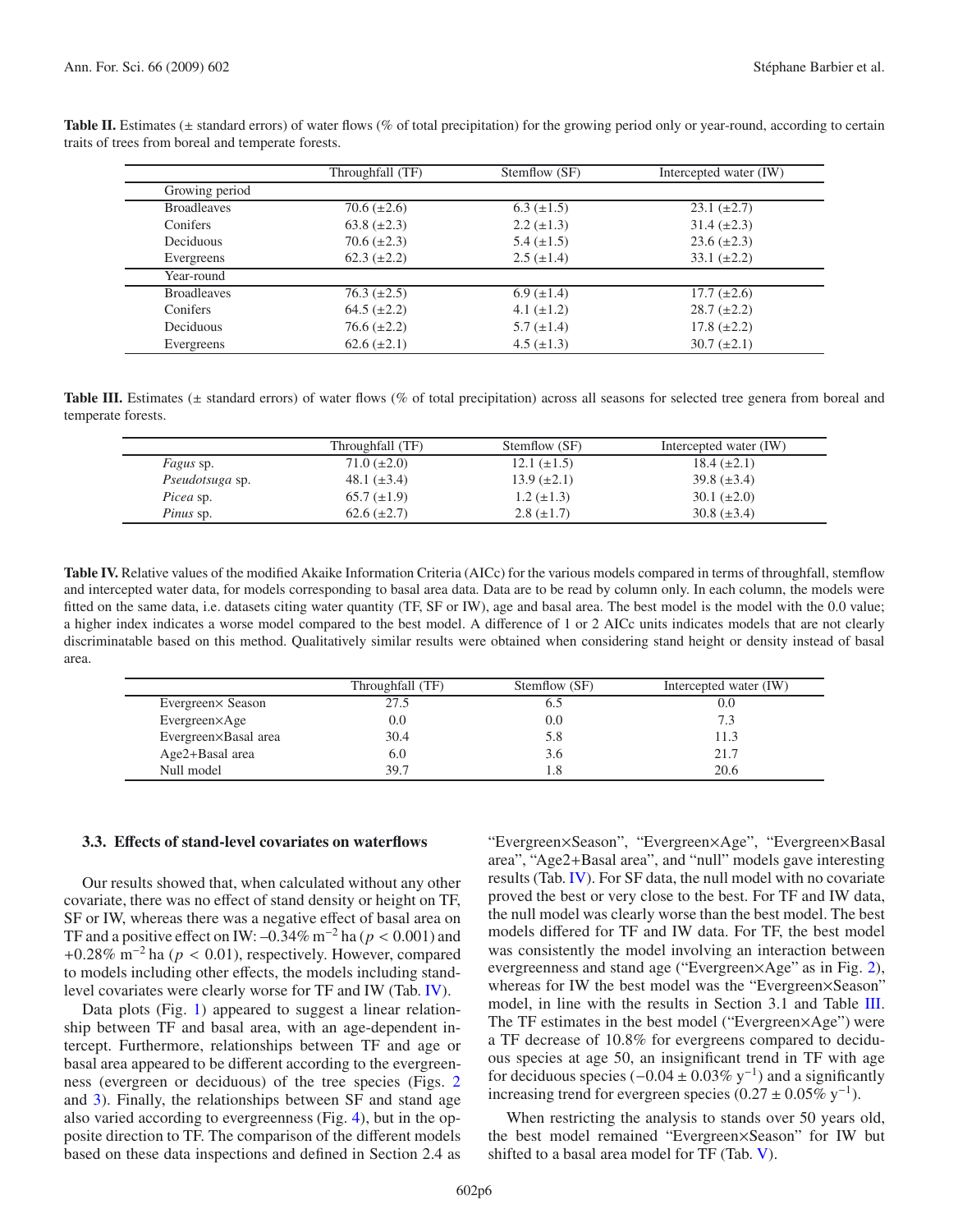**Table II.** Estimates (± standard errors) of water flows (% of total precipitation) for the growing period only or year-round, according to certain traits of trees from boreal and temperate forests.

| | Throughfall (TF) | Stemflow (SF) | Intercepted water (IW) |
|---|---|---|---|
| Growing period | | | |
| Broadleaves | 70.6 (±2.6) | 6.3 (±1.5) | 23.1 (±2.7) |
| Conifers | 63.8 (±2.3) | 2.2 (±1.3) | 31.4 (±2.3) |
| Deciduous | 70.6 (±2.3) | 5.4 (±1.5) | 23.6 (±2.3) |
| Evergreens | 62.3 (±2.2) | 2.5 (±1.4) | 33.1 (±2.2) |
| Year-round | | | |
| Broadleaves | 76.3 (±2.5) | 6.9 (±1.4) | 17.7 (±2.6) |
| Conifers | 64.5 (±2.2) | 4.1 (±1.2) | 28.7 (±2.2) |
| Deciduous | 76.6 (±2.2) | 5.7 (±1.4) | 17.8 (±2.2) |
| Evergreens | 62.6 (±2.1) | 4.5 (±1.3) | 30.7 (±2.1) |

**Table III.** Estimates (± standard errors) of water flows (% of total precipitation) across all seasons for selected tree genera from boreal and temperate forests.

| | Throughfall (TF) | Stemflow (SF) | Intercepted water (IW) |
|---|---|---|---|
| *Fagus* sp. | 71.0 (±2.0) | 12.1 (±1.5) | 18.4 (±2.1) |
| *Pseudotsuga* sp. | 48.1 (±3.4) | 13.9 (±2.1) | 39.8 (±3.4) |
| *Picea* sp. | 65.7 (±1.9) | 1.2 (±1.3) | 30.1 (±2.0) |
| *Pinus* sp. | 62.6 (±2.7) | 2.8 (±1.7) | 30.8 (±3.4) |

**Table IV.** Relative values of the modified Akaike Information Criteria (AICc) for the various models compared in terms of throughfall, stemflow and intercepted water data, for models corresponding to basal area data. Data are to be read by column only. In each column, the models were fitted on the same data, i.e. datasets citing water quantity (TF, SF or IW), age and basal area. The best model is the model with the 0.0 value; a higher index indicates a worse model compared to the best model. A difference of 1 or 2 AICc units indicates models that are not clearly discriminatable based on this method. Qualitatively similar results were obtained when considering stand height or density instead of basal area.

| | Throughfall (TF) | Stemflow (SF) | Intercepted water (IW) |
|---|---|---|---|
| Evergreen× Season | 27.5 | 6.5 | 0.0 |
| Evergreen×Age | 0.0 | 0.0 | 7.3 |
| Evergreen×Basal area | 30.4 | 5.8 | 11.3 |
| Age2+Basal area | 6.0 | 3.6 | 21.7 |
| Null model | 39.7 | 1.8 | 20.6 |

### 3.3. Effects of stand-level covariates on waterflows

Our results showed that, when calculated without any other covariate, there was no effect of stand density or height on TF, SF or IW, whereas there was a negative effect of basal area on TF and a positive effect on IW: –0.34% $m^{-2}$ ha ($p < 0.001$) and +0.28% $m^{-2}$ ha ($p < 0.01$), respectively. However, compared to models including other effects, the models including stand-level covariates were clearly worse for TF and IW (Tab. IV).

Data plots (Fig. 1) appeared to suggest a linear relationship between TF and basal area, with an age-dependent intercept. Furthermore, relationships between TF and age or basal area appeared to be different according to the evergreenness (evergreen or deciduous) of the tree species (Figs. 2 and 3). Finally, the relationships between SF and stand age also varied according to evergreenness (Fig. 4), but in the opposite direction to TF. The comparison of the different models based on these data inspections and defined in Section 2.4 as "Evergreen×Season", "Evergreen×Age", "Evergreen×Basal area", "Age2+Basal area", and "null" models gave interesting results (Tab. IV). For SF data, the null model with no covariate proved the best or very close to the best. For TF and IW data, the null model was clearly worse than the best model. The best models differed for TF and IW data. For TF, the best model was consistently the model involving an interaction between evergreenness and stand age ("Evergreen×Age" as in Fig. 2), whereas for IW the best model was the "Evergreen×Season" model, in line with the results in Section 3.1 and Table III. The TF estimates in the best model ("Evergreen×Age") were a TF decrease of 10.8% for evergreens compared to deciduous species at age 50, an insignificant trend in TF with age for deciduous species ($-0.04 \pm 0.03\%$ $y^{-1}$) and a significantly increasing trend for evergreen species ($0.27 \pm 0.05\%$ $y^{-1}$).

When restricting the analysis to stands over 50 years old, the best model remained "Evergreen×Season" for IW but shifted to a basal area model for TF (Tab. V).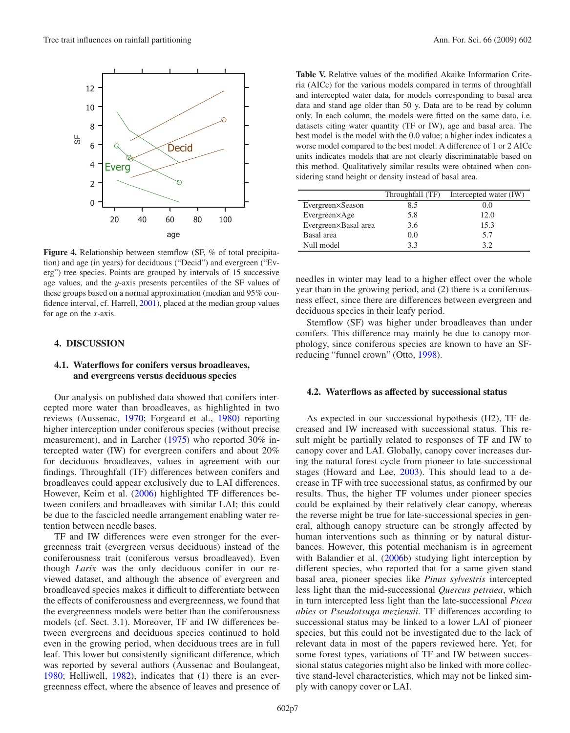Figure 4. Relationship between stemflow (SF, % of total precipitation) and age (in years) for deciduous ("Decid") and evergreen ("Everg") tree species. Points are grouped by intervals of 15 successive age values, and the *y*-axis presents percentiles of the SF values of these groups based on a normal approximation (median and 95% confidence interval, cf. Harrell, 2001), placed at the median group values for age on the *x*-axis.

**Table V.** Relative values of the modified Akaike Information Criteria (AICc) for the various models compared in terms of throughfall and intercepted water data, for models corresponding to basal area data and stand age older than 50 y. Data are to be read by column only. In each column, the models were fitted on the same data, i.e. datasets citing water quantity (TF or IW), age and basal area. The best model is the model with the 0.0 value; a higher index indicates a worse model compared to the best model. A difference of 1 or 2 AICc units indicates models that are not clearly discriminatable based on this method. Qualitatively similar results were obtained when considering stand height or density instead of basal area.

| | Throughfall (TF) | Intercepted water (IW) |
|---|---|---|
| Evergreen×Season | 8.5 | 0.0 |
| Evergreen×Age | 5.8 | 12.0 |
| Evergreen×Basal area | 3.6 | 15.3 |
| Basal area | 0.0 | 5.7 |
| Null model | 3.3 | 3.2 |

## 4. DISCUSSION

### 4.1. Waterflows for conifers versus broadleaves, and evergreens versus deciduous species

Our analysis on published data showed that conifers intercepted more water than broadleaves, as highlighted in two reviews (Aussenac, 1970; Forgeard et al., 1980) reporting higher interception under coniferous species (without precise measurement), and in Larcher (1975) who reported 30% intercepted water (IW) for evergreen conifers and about 20% for deciduous broadleaves, values in agreement with our findings. Throughfall (TF) differences between conifers and broadleaves could appear exclusively due to LAI differences. However, Keim et al. (2006) highlighted TF differences between conifers and broadleaves with similar LAI; this could be due to the fascicled needle arrangement enabling water retention between needle bases.

TF and IW differences were even stronger for the evergreenness trait (evergreen versus deciduous) instead of the coniferousness trait (coniferous versus broadleaved). Even though *Larix* was the only deciduous conifer in our reviewed dataset, and although the absence of evergreen and broadleaved species makes it difficult to differentiate between the effects of coniferousness and evergreenness, we found that the evergreenness models were better than the coniferousness models (cf. Sect. 3.1). Moreover, TF and IW differences between evergreens and deciduous species continued to hold even in the growing period, when deciduous trees are in full leaf. This lower but consistently significant difference, which was reported by several authors (Aussenac and Boulangeat, 1980; Helliwell, 1982), indicates that (1) there is an evergreenness effect, where the absence of leaves and presence of needles in winter may lead to a higher effect over the whole year than in the growing period, and (2) there is a coniferousness effect, since there are differences between evergreen and deciduous species in their leafy period.

Stemflow (SF) was higher under broadleaves than under conifers. This difference may mainly be due to canopy morphology, since coniferous species are known to have an SF-reducing "funnel crown" (Otto, 1998).

### 4.2. Waterflows as affected by successional status

As expected in our successional hypothesis (H2), TF decreased and IW increased with successional status. This result might be partially related to responses of TF and IW to canopy cover and LAI. Globally, canopy cover increases during the natural forest cycle from pioneer to late-successional stages (Howard and Lee, 2003). This should lead to a decrease in TF with tree successional status, as confirmed by our results. Thus, the higher TF volumes under pioneer species could be explained by their relatively clear canopy, whereas the reverse might be true for late-successional species in general, although canopy structure can be strongly affected by human interventions such as thinning or by natural disturbances. However, this potential mechanism is in agreement with Balandier et al. (2006b) studying light interception by different species, who reported that for a same given stand basal area, pioneer species like *Pinus sylvestris* intercepted less light than the mid-successional *Quercus petraea*, which in turn intercepted less light than the late-successional *Picea abies* or *Pseudotsuga meziensii*. TF differences according to successional status may be linked to a lower LAI of pioneer species, but this could not be investigated due to the lack of relevant data in most of the papers reviewed here. Yet, for some forest types, variations of TF and IW between successional status categories might also be linked with more collective stand-level characteristics, which may not be linked simply with canopy cover or LAI.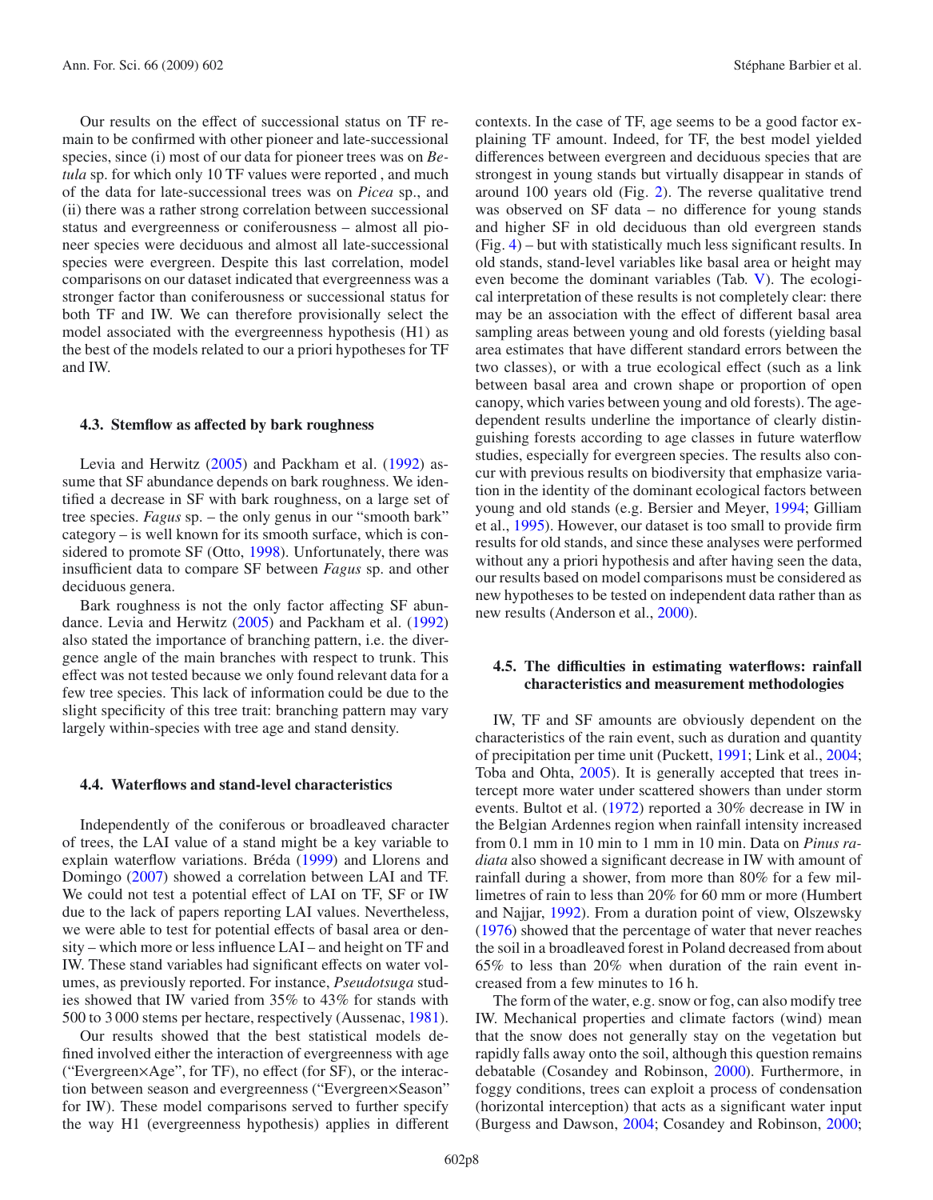Our results on the effect of successional status on TF remain to be confirmed with other pioneer and late-successional species, since (i) most of our data for pioneer trees was on *Betula* sp. for which only 10 TF values were reported , and much of the data for late-successional trees was on *Picea* sp., and (ii) there was a rather strong correlation between successional status and evergreenness or coniferousness – almost all pioneer species were deciduous and almost all late-successional species were evergreen. Despite this last correlation, model comparisons on our dataset indicated that evergreenness was a stronger factor than coniferousness or successional status for both TF and IW. We can therefore provisionally select the model associated with the evergreenness hypothesis (H1) as the best of the models related to our a priori hypotheses for TF and IW.

### 4.3. Stemflow as affected by bark roughness

Levia and Herwitz (2005) and Packham et al. (1992) assume that SF abundance depends on bark roughness. We identified a decrease in SF with bark roughness, on a large set of tree species. *Fagus* sp. – the only genus in our "smooth bark" category – is well known for its smooth surface, which is considered to promote SF (Otto, 1998). Unfortunately, there was insufficient data to compare SF between *Fagus* sp. and other deciduous genera.

Bark roughness is not the only factor affecting SF abundance. Levia and Herwitz (2005) and Packham et al. (1992) also stated the importance of branching pattern, i.e. the divergence angle of the main branches with respect to trunk. This effect was not tested because we only found relevant data for a few tree species. This lack of information could be due to the slight specificity of this tree trait: branching pattern may vary largely within-species with tree age and stand density.

### 4.4. Waterflows and stand-level characteristics

Independently of the coniferous or broadleaved character of trees, the LAI value of a stand might be a key variable to explain waterflow variations. Bréda (1999) and Llorens and Domingo (2007) showed a correlation between LAI and TF. We could not test a potential effect of LAI on TF, SF or IW due to the lack of papers reporting LAI values. Nevertheless, we were able to test for potential effects of basal area or density – which more or less influence LAI – and height on TF and IW. These stand variables had significant effects on water volumes, as previously reported. For instance, *Pseudotsuga* studies showed that IW varied from 35% to 43% for stands with 500 to 3 000 stems per hectare, respectively (Aussenac, 1981).

Our results showed that the best statistical models defined involved either the interaction of evergreenness with age ("Evergreen×Age", for TF), no effect (for SF), or the interaction between season and evergreenness ("Evergreen×Season" for IW). These model comparisons served to further specify the way H1 (evergreenness hypothesis) applies in different contexts. In the case of TF, age seems to be a good factor explaining TF amount. Indeed, for TF, the best model yielded differences between evergreen and deciduous species that are strongest in young stands but virtually disappear in stands of around 100 years old (Fig. 2). The reverse qualitative trend was observed on SF data – no difference for young stands and higher SF in old deciduous than old evergreen stands (Fig. 4) – but with statistically much less significant results. In old stands, stand-level variables like basal area or height may even become the dominant variables (Tab. V). The ecological interpretation of these results is not completely clear: there may be an association with the effect of different basal area sampling areas between young and old forests (yielding basal area estimates that have different standard errors between the two classes), or with a true ecological effect (such as a link between basal area and crown shape or proportion of open canopy, which varies between young and old forests). The age-dependent results underline the importance of clearly distinguishing forests according to age classes in future waterflow studies, especially for evergreen species. The results also concur with previous results on biodiversity that emphasize variation in the identity of the dominant ecological factors between young and old stands (e.g. Bersier and Meyer, 1994; Gilliam et al., 1995). However, our dataset is too small to provide firm results for old stands, and since these analyses were performed without any a priori hypothesis and after having seen the data, our results based on model comparisons must be considered as new hypotheses to be tested on independent data rather than as new results (Anderson et al., 2000).

### 4.5. The difficulties in estimating waterflows: rainfall characteristics and measurement methodologies

IW, TF and SF amounts are obviously dependent on the characteristics of the rain event, such as duration and quantity of precipitation per time unit (Puckett, 1991; Link et al., 2004; Toba and Ohta, 2005). It is generally accepted that trees intercept more water under scattered showers than under storm events. Bultot et al. (1972) reported a 30% decrease in IW in the Belgian Ardennes region when rainfall intensity increased from 0.1 mm in 10 min to 1 mm in 10 min. Data on *Pinus radiata* also showed a significant decrease in IW with amount of rainfall during a shower, from more than 80% for a few millimetres of rain to less than 20% for 60 mm or more (Humbert and Najjar, 1992). From a duration point of view, Olszewsky (1976) showed that the percentage of water that never reaches the soil in a broadleaved forest in Poland decreased from about 65% to less than 20% when duration of the rain event increased from a few minutes to 16 h.

The form of the water, e.g. snow or fog, can also modify tree IW. Mechanical properties and climate factors (wind) mean that the snow does not generally stay on the vegetation but rapidly falls away onto the soil, although this question remains debatable (Cosandey and Robinson, 2000). Furthermore, in foggy conditions, trees can exploit a process of condensation (horizontal interception) that acts as a significant water input (Burgess and Dawson, 2004; Cosandey and Robinson, 2000;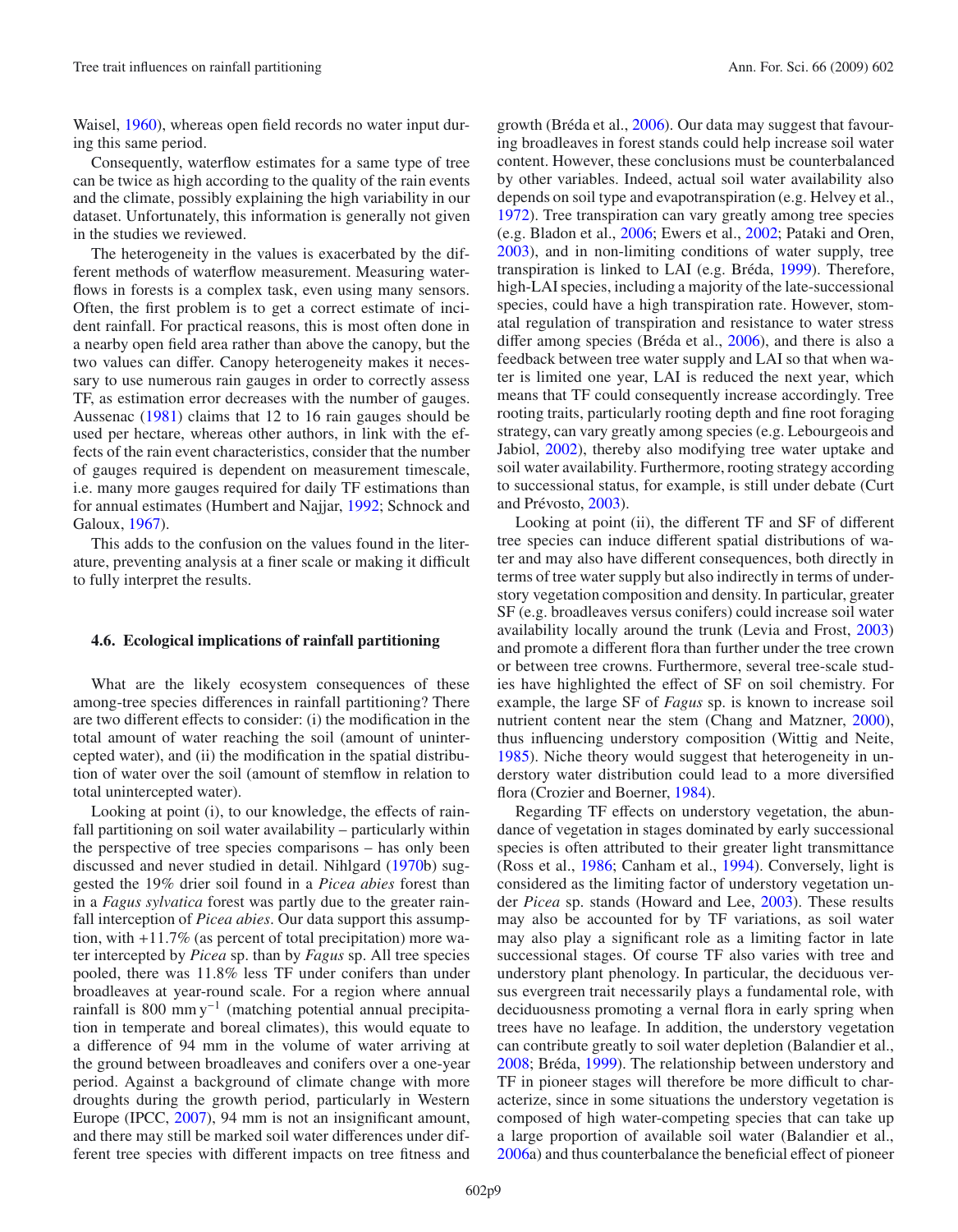Waisel, 1960), whereas open field records no water input during this same period.

Consequently, waterflow estimates for a same type of tree can be twice as high according to the quality of the rain events and the climate, possibly explaining the high variability in our dataset. Unfortunately, this information is generally not given in the studies we reviewed.

The heterogeneity in the values is exacerbated by the different methods of waterflow measurement. Measuring waterflows in forests is a complex task, even using many sensors. Often, the first problem is to get a correct estimate of incident rainfall. For practical reasons, this is most often done in a nearby open field area rather than above the canopy, but the two values can differ. Canopy heterogeneity makes it necessary to use numerous rain gauges in order to correctly assess TF, as estimation error decreases with the number of gauges. Aussenac (1981) claims that 12 to 16 rain gauges should be used per hectare, whereas other authors, in link with the effects of the rain event characteristics, consider that the number of gauges required is dependent on measurement timescale, i.e. many more gauges required for daily TF estimations than for annual estimates (Humbert and Najjar, 1992; Schnock and Galoux, 1967).

This adds to the confusion on the values found in the literature, preventing analysis at a finer scale or making it difficult to fully interpret the results.

### 4.6. Ecological implications of rainfall partitioning

What are the likely ecosystem consequences of these among-tree species differences in rainfall partitioning? There are two different effects to consider: (i) the modification in the total amount of water reaching the soil (amount of unintercepted water), and (ii) the modification in the spatial distribution of water over the soil (amount of stemflow in relation to total unintercepted water).

Looking at point (i), to our knowledge, the effects of rainfall partitioning on soil water availability – particularly within the perspective of tree species comparisons – has only been discussed and never studied in detail. Nihlgard (1970b) suggested the 19% drier soil found in a *Picea abies* forest than in a *Fagus sylvatica* forest was partly due to the greater rainfall interception of *Picea abies*. Our data support this assumption, with +11.7% (as percent of total precipitation) more water intercepted by *Picea* sp. than by *Fagus* sp. All tree species pooled, there was 11.8% less TF under conifers than under broadleaves at year-round scale. For a region where annual rainfall is 800 mm $y^{-1}$ (matching potential annual precipitation in temperate and boreal climates), this would equate to a difference of 94 mm in the volume of water arriving at the ground between broadleaves and conifers over a one-year period. Against a background of climate change with more droughts during the growth period, particularly in Western Europe (IPCC, 2007), 94 mm is not an insignificant amount, and there may still be marked soil water differences under different tree species with different impacts on tree fitness and growth (Bréda et al., 2006). Our data may suggest that favouring broadleaves in forest stands could help increase soil water content. However, these conclusions must be counterbalanced by other variables. Indeed, actual soil water availability also depends on soil type and evapotranspiration (e.g. Helvey et al., 1972). Tree transpiration can vary greatly among tree species (e.g. Bladon et al., 2006; Ewers et al., 2002; Pataki and Oren, 2003), and in non-limiting conditions of water supply, tree transpiration is linked to LAI (e.g. Bréda, 1999). Therefore, high-LAI species, including a majority of the late-successional species, could have a high transpiration rate. However, stomatal regulation of transpiration and resistance to water stress differ among species (Bréda et al., 2006), and there is also a feedback between tree water supply and LAI so that when water is limited one year, LAI is reduced the next year, which means that TF could consequently increase accordingly. Tree rooting traits, particularly rooting depth and fine root foraging strategy, can vary greatly among species (e.g. Lebourgeois and Jabiol, 2002), thereby also modifying tree water uptake and soil water availability. Furthermore, rooting strategy according to successional status, for example, is still under debate (Curt and Prévosto, 2003).

Looking at point (ii), the different TF and SF of different tree species can induce different spatial distributions of water and may also have different consequences, both directly in terms of tree water supply but also indirectly in terms of understory vegetation composition and density. In particular, greater SF (e.g. broadleaves versus conifers) could increase soil water availability locally around the trunk (Levia and Frost, 2003) and promote a different flora than further under the tree crown or between tree crowns. Furthermore, several tree-scale studies have highlighted the effect of SF on soil chemistry. For example, the large SF of *Fagus* sp. is known to increase soil nutrient content near the stem (Chang and Matzner, 2000), thus influencing understory composition (Wittig and Neite, 1985). Niche theory would suggest that heterogeneity in understory water distribution could lead to a more diversified flora (Crozier and Boerner, 1984).

Regarding TF effects on understory vegetation, the abundance of vegetation in stages dominated by early successional species is often attributed to their greater light transmittance (Ross et al., 1986; Canham et al., 1994). Conversely, light is considered as the limiting factor of understory vegetation under *Picea* sp. stands (Howard and Lee, 2003). These results may also be accounted for by TF variations, as soil water may also play a significant role as a limiting factor in late successional stages. Of course TF also varies with tree and understory plant phenology. In particular, the deciduous versus evergreen trait necessarily plays a fundamental role, with deciduousness promoting a vernal flora in early spring when trees have no leafage. In addition, the understory vegetation can contribute greatly to soil water depletion (Balandier et al., 2008; Bréda, 1999). The relationship between understory and TF in pioneer stages will therefore be more difficult to characterize, since in some situations the understory vegetation is composed of high water-competing species that can take up a large proportion of available soil water (Balandier et al., 2006a) and thus counterbalance the beneficial effect of pioneer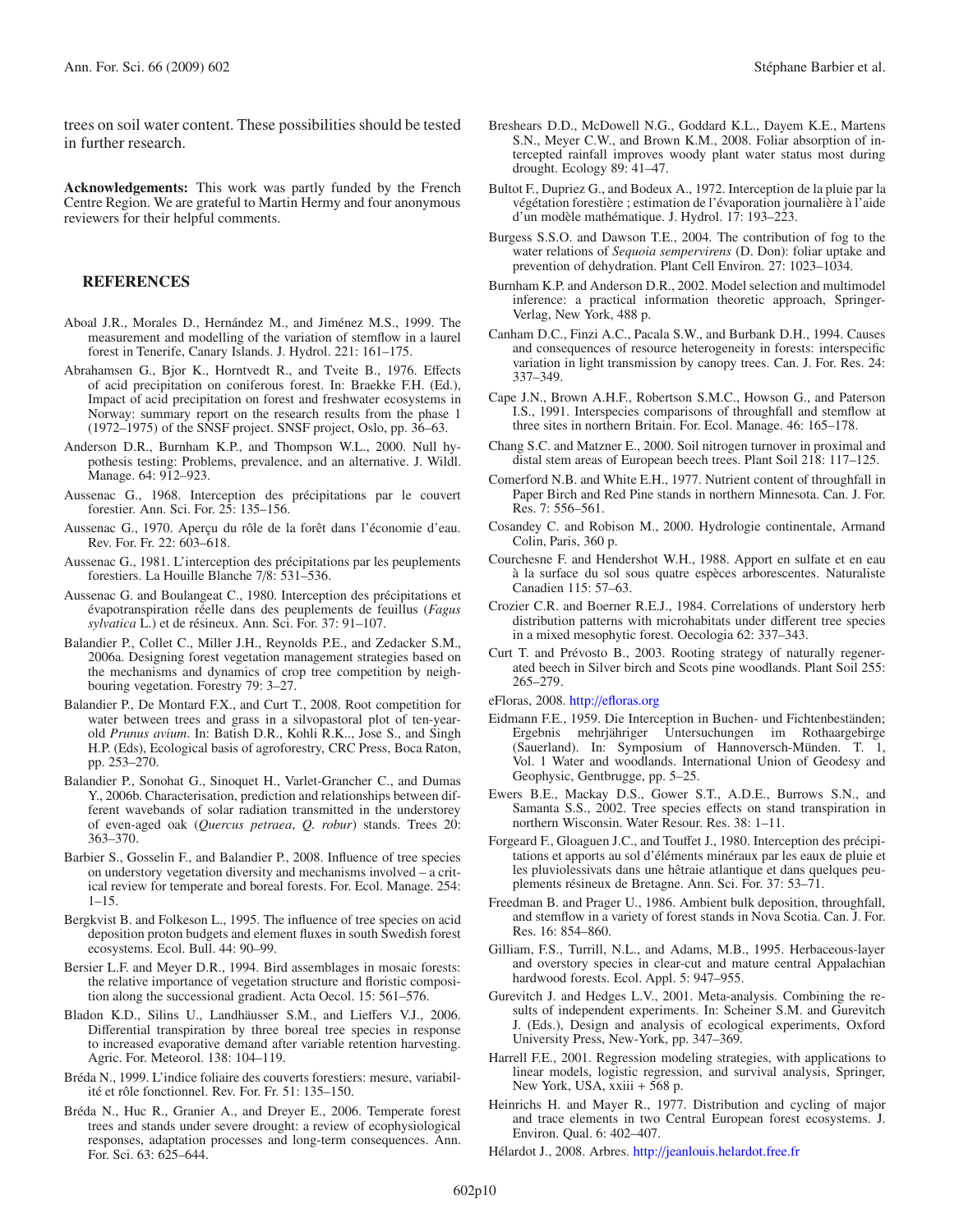trees on soil water content. These possibilities should be tested in further research.

**Acknowledgements:** This work was partly funded by the French Centre Region. We are grateful to Martin Hermy and four anonymous reviewers for their helpful comments.

## REFERENCES

Aboal J.R., Morales D., Hernández M., and Jiménez M.S., 1999. The measurement and modelling of the variation of stemflow in a laurel forest in Tenerife, Canary Islands. J. Hydrol. 221: 161–175.

Abrahamsen G., Bjor K., Horntvedt R., and Tveite B., 1976. Effects of acid precipitation on coniferous forest. In: Braekke F.H. (Ed.), Impact of acid precipitation on forest and freshwater ecosystems in Norway: summary report on the research results from the phase 1 (1972–1975) of the SNSF project. SNSF project, Oslo, pp. 36–63.

Anderson D.R., Burnham K.P., and Thompson W.L., 2000. Null hypothesis testing: Problems, prevalence, and an alternative. J. Wildl. Manage. 64: 912–923.

Aussenac G., 1968. Interception des précipitations par le couvert forestier. Ann. Sci. For. 25: 135–156.

Aussenac G., 1970. Aperçu du rôle de la forêt dans l'économie d'eau. Rev. For. Fr. 22: 603–618.

Aussenac G., 1981. L'interception des précipitations par les peuplements forestiers. La Houille Blanche 7/8: 531–536.

Aussenac G. and Boulangeat C., 1980. Interception des précipitations et évapotranspiration réelle dans des peuplements de feuillus (*Fagus sylvatica* L.) et de résineux. Ann. Sci. For. 37: 91–107.

Balandier P., Collet C., Miller J.H., Reynolds P.E., and Zedacker S.M., 2006a. Designing forest vegetation management strategies based on the mechanisms and dynamics of crop tree competition by neighbouring vegetation. Forestry 79: 3–27.

Balandier P., De Montard F.X., and Curt T., 2008. Root competition for water between trees and grass in a silvopastoral plot of ten-year-old *Prunus avium*. In: Batish D.R., Kohli R.K.., Jose S., and Singh H.P. (Eds), Ecological basis of agroforestry, CRC Press, Boca Raton, pp. 253–270.

Balandier P., Sonohat G., Sinoquet H., Varlet-Grancher C., and Dumas Y., 2006b. Characterisation, prediction and relationships between different wavebands of solar radiation transmitted in the understorey of even-aged oak (*Quercus petraea*, *Q. robur*) stands. Trees 20: 363–370.

Barbier S., Gosselin F., and Balandier P., 2008. Influence of tree species on understory vegetation diversity and mechanisms involved – a critical review for temperate and boreal forests. For. Ecol. Manage. 254: 1–15.

Bergkvist B. and Folkeson L., 1995. The influence of tree species on acid deposition proton budgets and element fluxes in south Swedish forest ecosystems. Ecol. Bull. 44: 90–99.

Bersier L.F. and Meyer D.R., 1994. Bird assemblages in mosaic forests: the relative importance of vegetation structure and floristic composition along the successional gradient. Acta Oecol. 15: 561–576.

Bladon K.D., Silins U., Landhäusser S.M., and Lieffers V.J., 2006. Differential transpiration by three boreal tree species in response to increased evaporative demand after variable retention harvesting. Agric. For. Meteorol. 138: 104–119.

Bréda N., 1999. L'indice foliaire des couverts forestiers: mesure, variabilité et rôle fonctionnel. Rev. For. Fr. 51: 135–150.

Bréda N., Huc R., Granier A., and Dreyer E., 2006. Temperate forest trees and stands under severe drought: a review of ecophysiological responses, adaptation processes and long-term consequences. Ann. For. Sci. 63: 625–644.

Breshears D.D., McDowell N.G., Goddard K.L., Dayem K.E., Martens S.N., Meyer C.W., and Brown K.M., 2008. Foliar absorption of intercepted rainfall improves woody plant water status most during drought. Ecology 89: 41–47.

Bultot F., Dupriez G., and Bodeux A., 1972. Interception de la pluie par la végétation forestière ; estimation de l'évaporation journalière à l'aide d'un modèle mathématique. J. Hydrol. 17: 193–223.

Burgess S.S.O. and Dawson T.E., 2004. The contribution of fog to the water relations of *Sequoia sempervirens* (D. Don): foliar uptake and prevention of dehydration. Plant Cell Environ. 27: 1023–1034.

Burnham K.P. and Anderson D.R., 2002. Model selection and multimodel inference: a practical information theoretic approach, Springer-Verlag, New York, 488 p.

Canham D.C., Finzi A.C., Pacala S.W., and Burbank D.H., 1994. Causes and consequences of resource heterogeneity in forests: interspecific variation in light transmission by canopy trees. Can. J. For. Res. 24: 337–349.

Cape J.N., Brown A.H.F., Robertson S.M.C., Howson G., and Paterson I.S., 1991. Interspecies comparisons of throughfall and stemflow at three sites in northern Britain. For. Ecol. Manage. 46: 165–178.

Chang S.C. and Matzner E., 2000. Soil nitrogen turnover in proximal and distal stem areas of European beech trees. Plant Soil 218: 117–125.

Comerford N.B. and White E.H., 1977. Nutrient content of throughfall in Paper Birch and Red Pine stands in northern Minnesota. Can. J. For. Res. 7: 556–561.

Cosandey C. and Robison M., 2000. Hydrologie continentale, Armand Colin, Paris, 360 p.

Courchesne F. and Hendershot W.H., 1988. Apport en sulfate et en eau à la surface du sol sous quatre espèces arborescentes. Naturaliste Canadien 115: 57–63.

Crozier C.R. and Boerner R.E.J., 1984. Correlations of understory herb distribution patterns with microhabitats under different tree species in a mixed mesophytic forest. Oecologia 62: 337–343.

Curt T. and Prévosto B., 2003. Rooting strategy of naturally regenerated beech in Silver birch and Scots pine woodlands. Plant Soil 255: 265–279.

eFloras, 2008. http://efloras.org

Eidmann F.E., 1959. Die Interception in Buchen- und Fichtenbeständen; Ergebnis mehrjähriger Untersuchungen im Rothaargebirge (Sauerland). In: Symposium of Hannoversch-Münden. T. 1, Vol. 1 Water and woodlands. International Union of Geodesy and Geophysic, Gentbrugge, pp. 5–25.

Ewers B.E., Mackay D.S., Gower S.T., A.D.E., Burrows S.N., and Samanta S.S., 2002. Tree species effects on stand transpiration in northern Wisconsin. Water Resour. Res. 38: 1–11.

Forgeard F., Gloaguen J.C., and Touffet J., 1980. Interception des précipitations et apports au sol d'éléments minéraux par les eaux de pluie et les pluviolessivats dans une hêtraie atlantique et dans quelques peuplements résineux de Bretagne. Ann. Sci. For. 37: 53–71.

Freedman B. and Prager U., 1986. Ambient bulk deposition, throughfall, and stemflow in a variety of forest stands in Nova Scotia. Can. J. For. Res. 16: 854–860.

Gilliam, F.S., Turrill, N.L., and Adams, M.B., 1995. Herbaceous-layer and overstory species in clear-cut and mature central Appalachian hardwood forests. Ecol. Appl. 5: 947–955.

Gurevitch J. and Hedges L.V., 2001. Meta-analysis. Combining the results of independent experiments. In: Scheiner S.M. and Gurevitch J. (Eds.), Design and analysis of ecological experiments, Oxford University Press, New-York, pp. 347–369.

Harrell F.E., 2001. Regression modeling strategies, with applications to linear models, logistic regression, and survival analysis, Springer, New York, USA, xxiii + 568 p.

Heinrichs H. and Mayer R., 1977. Distribution and cycling of major and trace elements in two Central European forest ecosystems. J. Environ. Qual. 6: 402–407.

Hélardot J., 2008. Arbres. http://jeanlouis.helardot.free.fr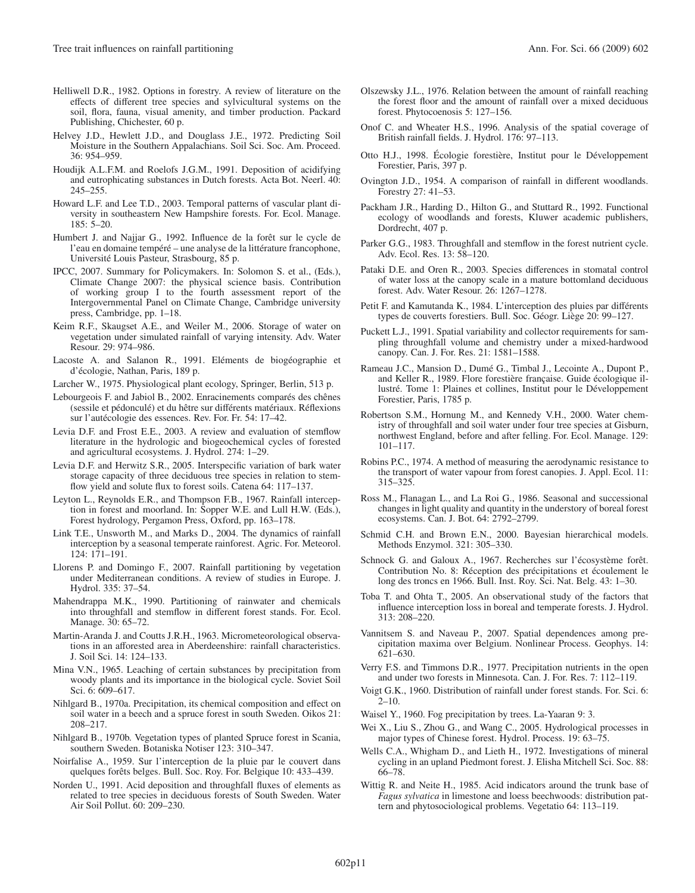Helliwell D.R., 1982. Options in forestry. A review of literature on the effects of different tree species and sylvicultural systems on the soil, flora, fauna, visual amenity, and timber production. Packard Publishing, Chichester, 60 p.

Helvey J.D., Hewlett J.D., and Douglass J.E., 1972. Predicting Soil Moisture in the Southern Appalachians. Soil Sci. Soc. Am. Proceed. 36: 954–959.

Houdijk A.L.F.M. and Roelofs J.G.M., 1991. Deposition of acidifying and eutrophicating substances in Dutch forests. Acta Bot. Neerl. 40: 245–255.

Howard L.F. and Lee T.D., 2003. Temporal patterns of vascular plant diversity in southeastern New Hampshire forests. For. Ecol. Manage. 185: 5–20.

Humbert J. and Najjar G., 1992. Influence de la forêt sur le cycle de l'eau en domaine tempéré – une analyse de la littérature francophone, Université Louis Pasteur, Strasbourg, 85 p.

IPCC, 2007. Summary for Policymakers. In: Solomon S. et al., (Eds.), Climate Change 2007: the physical science basis. Contribution of working group I to the fourth assessment report of the Intergovernmental Panel on Climate Change, Cambridge university press, Cambridge, pp. 1–18.

Keim R.F., Skaugset A.E., and Weiler M., 2006. Storage of water on vegetation under simulated rainfall of varying intensity. Adv. Water Resour. 29: 974–986.

Lacoste A. and Salanon R., 1991. Eléments de biogéographie et d'écologie, Nathan, Paris, 189 p.

Larcher W., 1975. Physiological plant ecology, Springer, Berlin, 513 p.

Lebourgeois F. and Jabiol B., 2002. Enracinements comparés des chênes (sessile et pédonculé) et du hêtre sur différents matériaux. Réflexions sur l'autécologie des essences. Rev. For. Fr. 54: 17–42.

Levia D.F. and Frost E.E., 2003. A review and evaluation of stemflow literature in the hydrologic and biogeochemical cycles of forested and agricultural ecosystems. J. Hydrol. 274: 1–29.

Levia D.F. and Herwitz S.R., 2005. Interspecific variation of bark water storage capacity of three deciduous tree species in relation to stemflow yield and solute flux to forest soils. Catena 64: 117–137.

Leyton L., Reynolds E.R., and Thompson F.B., 1967. Rainfall interception in forest and moorland. In: Sopper W.E. and Lull H.W. (Eds.), Forest hydrology, Pergamon Press, Oxford, pp. 163–178.

Link T.E., Unsworth M., and Marks D., 2004. The dynamics of rainfall interception by a seasonal temperate rainforest. Agric. For. Meteorol. 124: 171–191.

Llorens P. and Domingo F., 2007. Rainfall partitioning by vegetation under Mediterranean conditions. A review of studies in Europe. J. Hydrol. 335: 37–54.

Mahendrappa M.K., 1990. Partitioning of rainwater and chemicals into throughfall and stemflow in different forest stands. For. Ecol. Manage. 30: 65–72.

Martin-Aranda J. and Coutts J.R.H., 1963. Micrometeorological observations in an afforested area in Aberdeenshire: rainfall characteristics. J. Soil Sci. 14: 124–133.

Mina V.N., 1965. Leaching of certain substances by precipitation from woody plants and its importance in the biological cycle. Soviet Soil Sci. 6: 609–617.

Nihlgard B., 1970a. Precipitation, its chemical composition and effect on soil water in a beech and a spruce forest in south Sweden. Oikos 21: 208–217.

Nihlgard B., 1970b. Vegetation types of planted Spruce forest in Scania, southern Sweden. Botaniska Notiser 123: 310–347.

Noirfalise A., 1959. Sur l'interception de la pluie par le couvert dans quelques forêts belges. Bull. Soc. Roy. For. Belgique 10: 433–439.

Norden U., 1991. Acid deposition and throughfall fluxes of elements as related to tree species in deciduous forests of South Sweden. Water Air Soil Pollut. 60: 209–230.

Olszewsky J.L., 1976. Relation between the amount of rainfall reaching the forest floor and the amount of rainfall over a mixed deciduous forest. Phytocoenosis 5: 127–156.

Onof C. and Wheater H.S., 1996. Analysis of the spatial coverage of British rainfall fields. J. Hydrol. 176: 97–113.

Otto H.J., 1998. Écologie forestière, Institut pour le Développement Forestier, Paris, 397 p.

Ovington J.D., 1954. A comparison of rainfall in different woodlands. Forestry 27: 41–53.

Packham J.R., Harding D., Hilton G., and Stuttard R., 1992. Functional ecology of woodlands and forests, Kluwer academic publishers, Dordrecht, 407 p.

Parker G.G., 1983. Throughfall and stemflow in the forest nutrient cycle. Adv. Ecol. Res. 13: 58–120.

Pataki D.E. and Oren R., 2003. Species differences in stomatal control of water loss at the canopy scale in a mature bottomland deciduous forest. Adv. Water Resour. 26: 1267–1278.

Petit F. and Kamutanda K., 1984. L'interception des pluies par différents types de couverts forestiers. Bull. Soc. Géogr. Liège 20: 99–127.

Puckett L.J., 1991. Spatial variability and collector requirements for sampling throughfall volume and chemistry under a mixed-hardwood canopy. Can. J. For. Res. 21: 1581–1588.

Rameau J.C., Mansion D., Dumé G., Timbal J., Lecointe A., Dupont P., and Keller R., 1989. Flore forestière française. Guide écologique illustré. Tome 1: Plaines et collines, Institut pour le Développement Forestier, Paris, 1785 p.

Robertson S.M., Hornung M., and Kennedy V.H., 2000. Water chemistry of throughfall and soil water under four tree species at Gisburn, northwest England, before and after felling. For. Ecol. Manage. 129: 101–117.

Robins P.C., 1974. A method of measuring the aerodynamic resistance to the transport of water vapour from forest canopies. J. Appl. Ecol. 11: 315–325.

Ross M., Flanagan L., and La Roi G., 1986. Seasonal and successional changes in light quality and quantity in the understory of boreal forest ecosystems. Can. J. Bot. 64: 2792–2799.

Schmid C.H. and Brown E.N., 2000. Bayesian hierarchical models. Methods Enzymol. 321: 305–330.

Schnock G. and Galoux A., 1967. Recherches sur l'écosystème forêt. Contribution No. 8: Réception des précipitations et écoulement le long des troncs en 1966. Bull. Inst. Roy. Sci. Nat. Belg. 43: 1–30.

Toba T. and Ohta T., 2005. An observational study of the factors that influence interception loss in boreal and temperate forests. J. Hydrol. 313: 208–220.

Vannitsem S. and Naveau P., 2007. Spatial dependences among precipitation maxima over Belgium. Nonlinear Process. Geophys. 14: 621–630.

Verry F.S. and Timmons D.R., 1977. Precipitation nutrients in the open and under two forests in Minnesota. Can. J. For. Res. 7: 112–119.

Voigt G.K., 1960. Distribution of rainfall under forest stands. For. Sci. 6: 2–10.

Waisel Y., 1960. Fog precipitation by trees. La-Yaaran 9: 3.

Wei X., Liu S., Zhou G., and Wang C., 2005. Hydrological processes in major types of Chinese forest. Hydrol. Process. 19: 63–75.

Wells C.A., Whigham D., and Lieth H., 1972. Investigations of mineral cycling in an upland Piedmont forest. J. Elisha Mitchell Sci. Soc. 88: 66–78.

Wittig R. and Neite H., 1985. Acid indicators around the trunk base of *Fagus sylvatica* in limestone and loess beechwoods: distribution pattern and phytosociological problems. Vegetatio 64: 113–119.